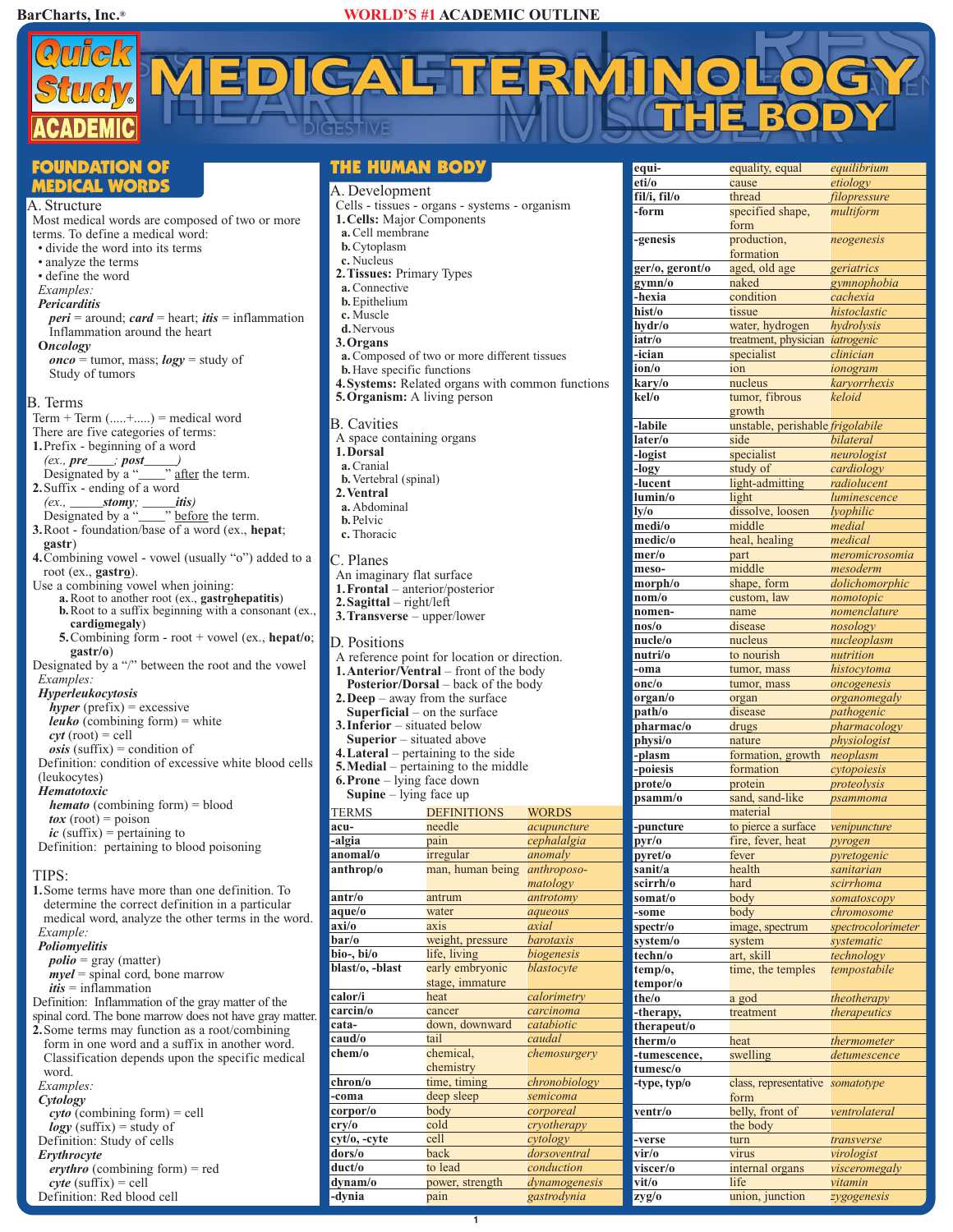# MEDICAL TERMINOLOGY
## THE BODY

## FOUNDATION OF MEDICAL WORDS

### A. Structure

Most medical words are composed of two or more terms. To define a medical word:

- divide the word into its terms
- analyze the terms
- define the word

*Examples:*

***Pericarditis***

***peri*** = around; ***card*** = heart; ***itis*** = inflammation

Inflammation around the heart

**O*ncology***

***onco*** = tumor, mass; ***logy*** = study of

Study of tumors

### B. Terms

Term + Term (.....+.....) = medical word

There are five categories of terms:

1. Prefix - beginning of a word
   *(ex., **pre**\_\_\_\_; **post**\_\_\_\_)*
   Designated by a "\_\_\_\_" after the term.
2. Suffix - ending of a word
   *(ex., \_\_\_\_\_**stomy**; \_\_\_\_\_**itis**)*
   Designated by a "\_\_\_\_" before the term.
3. Root - foundation/base of a word (ex., **hepat**; **gastr**)
4. Combining vowel - vowel (usually "o") added to a root (ex., **gastr<u>o</u>**).
   Use a combining vowel when joining:
   a. Root to another root (ex., **gastr<u>o</u>hepatitis**)
   b. Root to a suffix beginning with a consonant (ex., **cardi<u>o</u>megaly**)
5. Combining form - root + vowel (ex., **hepat/o**; **gastr/o**)
   Designated by a "/" between the root and the vowel

*Examples:*

***Hyperleukocytosis***

***hyper*** (prefix) = excessive

***leuko*** (combining form) = white

***cyt*** (root) = cell

***osis*** (suffix) = condition of

Definition: condition of excessive white blood cells (leukocytes)

***Hematotoxic***

***hemato*** (combining form) = blood

***tox*** (root) = poison

***ic*** (suffix) = pertaining to

Definition: pertaining to blood poisoning

### TIPS:

1. Some terms have more than one definition. To determine the correct definition in a particular medical word, analyze the other terms in the word.
   *Example:*
   ***Poliomyelitis***
   ***polio*** = gray (matter)
   ***myel*** = spinal cord, bone marrow
   ***itis*** = inflammation
   Definition: Inflammation of the gray matter of the spinal cord. The bone marrow does not have gray matter.
2. Some terms may function as a root/combining form in one word and a suffix in another word. Classification depends upon the specific medical word.
   *Examples:*
   ***Cytology***
   ***cyto*** (combining form) = cell
   ***logy*** (suffix) = study of
   Definition: Study of cells
   ***Erythrocyte***
   ***erythro*** (combining form) = red
   ***cyte*** (suffix) = cell
   Definition: Red blood cell

## THE HUMAN BODY

### A. Development

Cells - tissues - organs - systems - organism

1. **Cells:** Major Components
   a. Cell membrane
   b. Cytoplasm
   c. Nucleus
2. **Tissues:** Primary Types
   a. Connective
   b. Epithelium
   c. Muscle
   d. Nervous
3. **Organs**
   a. Composed of two or more different tissues
   b. Have specific functions
4. **Systems:** Related organs with common functions
5. **Organism:** A living person

### B. Cavities

A space containing organs

1. **Dorsal**
   a. Cranial
   b. Vertebral (spinal)
2. **Ventral**
   a. Abdominal
   b. Pelvic
   c. Thoracic

### C. Planes

An imaginary flat surface

1. **Frontal** – anterior/posterior
2. **Sagittal** – right/left
3. **Transverse** – upper/lower

### D. Positions

A reference point for location or direction.

1. **Anterior/Ventral** – front of the body
   **Posterior/Dorsal** – back of the body
2. **Deep** – away from the surface
   **Superficial** – on the surface
3. **Inferior** – situated below
   **Superior** – situated above
4. **Lateral** – pertaining to the side
5. **Medial** – pertaining to the middle
6. **Prone** – lying face down
   **Supine** – lying face up

| TERMS | DEFINITIONS | WORDS |
|---|---|---|
| **acu-** | needle | *acupuncture* |
| **-algia** | pain | *cephalalgia* |
| **anomal/o** | irregular | *anomaly* |
| **anthrop/o** | man, human being | *anthroposo-matology* |
| **antr/o** | antrum | *antrotomy* |
| **aque/o** | water | *aqueous* |
| **axi/o** | axis | *axial* |
| **bar/o** | weight, pressure | *barotaxis* |
| **bio-, bi/o** | life, living | *biogenesis* |
| **blast/o, -blast** | early embryonic stage, immature | *blastocyte* |
| **calor/i** | heat | *calorimetry* |
| **carcin/o** | cancer | *carcinoma* |
| **cata-** | down, downward | *catabiotic* |
| **caud/o** | tail | *caudal* |
| **chem/o** | chemical, chemistry | *chemosurgery* |
| **chron/o** | time, timing | *chronobiology* |
| **-coma** | deep sleep | *semicoma* |
| **corpor/o** | body | *corporeal* |
| **cry/o** | cold | *cryotherapy* |
| **cyt/o, -cyte** | cell | *cytology* |
| **dors/o** | back | *dorsoventral* |
| **duct/o** | to lead | *conduction* |
| **dynam/o** | power, strength | *dynamogenesis* |
| **-dynia** | pain | *gastrodynia* |
| **equi-** | equality, equal | *equilibrium* |
| **eti/o** | cause | *etiology* |
| **fil/i, fil/o** | thread | *filopressure* |
| **-form** | specified shape, form | *multiform* |
| **-genesis** | production, formation | *neogenesis* |
| **ger/o, geront/o** | aged, old age | *geriatrics* |
| **gymn/o** | naked | *gymnophobia* |
| **-hexia** | condition | *cachexia* |
| **hist/o** | tissue | *histoclastic* |
| **hydr/o** | water, hydrogen | *hydrolysis* |
| **iatr/o** | treatment, physician | *iatrogenic* |
| **-ician** | specialist | *clinician* |
| **ion/o** | ion | *ionogram* |
| **kary/o** | nucleus | *karyorrhexis* |
| **kel/o** | tumor, fibrous growth | *keloid* |
| **-labile** | unstable, perishable | *frigolabile* |
| **later/o** | side | *bilateral* |
| **-logist** | specialist | *neurologist* |
| **-logy** | study of | *cardiology* |
| **-lucent** | light-admitting | *radiolucent* |
| **lumin/o** | light | *luminescence* |
| **ly/o** | dissolve, loosen | *lyophilic* |
| **medi/o** | middle | *medial* |
| **medic/o** | heal, healing | *medical* |
| **mer/o** | part | *meromicrosomia* |
| **meso-** | middle | *mesoderm* |
| **morph/o** | shape, form | *dolichomorphic* |
| **nom/o** | custom, law | *nomotopic* |
| **nomen-** | name | *nomenclature* |
| **nos/o** | disease | *nosology* |
| **nucle/o** | nucleus | *nucleoplasm* |
| **nutri/o** | to nourish | *nutrition* |
| **-oma** | tumor, mass | *histocytoma* |
| **onc/o** | tumor, mass | *oncogenesis* |
| **organ/o** | organ | *organomegaly* |
| **path/o** | disease | *pathogenic* |
| **pharmac/o** | drugs | *pharmacology* |
| **physi/o** | nature | *physiologist* |
| **-plasm** | formation, growth | *neoplasm* |
| **-poiesis** | formation | *cytopoiesis* |
| **prote/o** | protein | *proteolysis* |
| **psamm/o** | sand, sand-like material | *psammoma* |
| **-puncture** | to pierce a surface | *venipuncture* |
| **pyr/o** | fire, fever, heat | *pyrogen* |
| **pyret/o** | fever | *pyretogenic* |
| **sanit/a** | health | *sanitarian* |
| **scirrh/o** | hard | *scirrhoma* |
| **somat/o** | body | *somatoscopy* |
| **-some** | body | *chromosome* |
| **spectr/o** | image, spectrum | *spectrocolorimeter* |
| **system/o** | system | *systematic* |
| **techn/o** | art, skill | *technology* |
| **temp/o, tempor/o** | time, the temples | *tempostabile* |
| **the/o** | a god | *theotherapy* |
| **-therapy, therapeut/o** | treatment | *therapeutics* |
| **therm/o** | heat | *thermometer* |
| **-tumescence, tumesc/o** | swelling | *detumescence* |
| **-type, typ/o** | class, representative form | *somatotype* |
| **ventr/o** | belly, front of the body | *ventrolateral* |
| **-verse** | turn | *transverse* |
| **vir/o** | virus | *virologist* |
| **viscer/o** | internal organs | *visceromegaly* |
| **vit/o** | life | *vitamin* |
| **zyg/o** | union, junction | *zygogenesis* |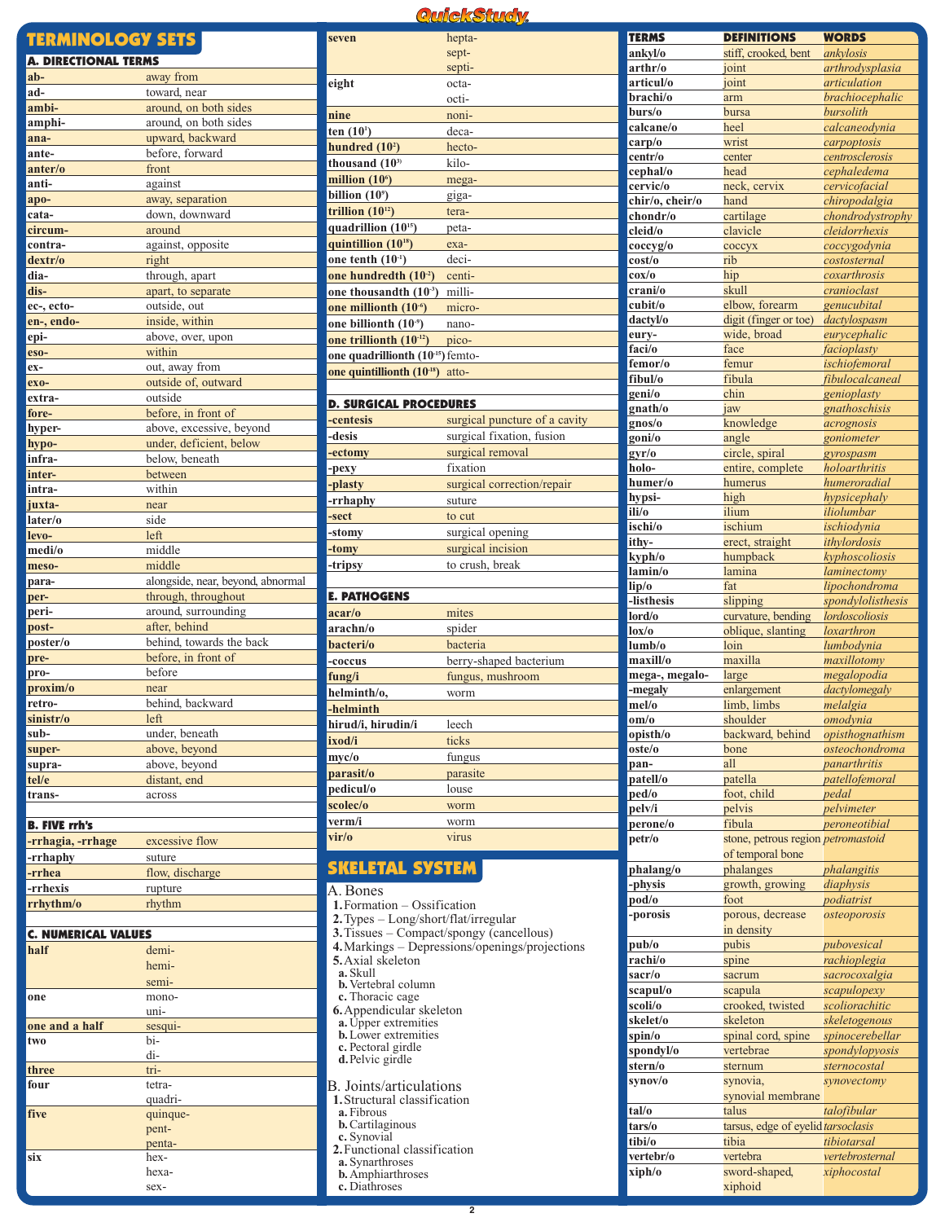# TERMINOLOGY SETS

## A. DIRECTIONAL TERMS

| | |
|---|---|
| **ab-** | away from |
| **ad-** | toward, near |
| **ambi-** | around, on both sides |
| **amphi-** | around, on both sides |
| **ana-** | upward, backward |
| **ante-** | before, forward |
| **anter/o** | front |
| **anti-** | against |
| **apo-** | away, separation |
| **cata-** | down, downward |
| **circum-** | around |
| **contra-** | against, opposite |
| **dextr/o** | right |
| **dia-** | through, apart |
| **dis-** | apart, to separate |
| **ec-, ecto-** | outside, out |
| **en-, endo-** | inside, within |
| **epi-** | above, over, upon |
| **eso-** | within |
| **ex-** | out, away from |
| **exo-** | outside of, outward |
| **extra-** | outside |
| **fore-** | before, in front of |
| **hyper-** | above, excessive, beyond |
| **hypo-** | under, deficient, below |
| **infra-** | below, beneath |
| **inter-** | between |
| **intra-** | within |
| **juxta-** | near |
| **later/o** | side |
| **levo-** | left |
| **medi/o** | middle |
| **meso-** | middle |
| **para-** | alongside, near, beyond, abnormal |
| **per-** | through, throughout |
| **peri-** | around, surrounding |
| **post-** | after, behind |
| **poster/o** | behind, towards the back |
| **pre-** | before, in front of |
| **pro-** | before |
| **proxim/o** | near |
| **retro-** | behind, backward |
| **sinistr/o** | left |
| **sub-** | under, beneath |
| **super-** | above, beyond |
| **supra-** | above, beyond |
| **tel/e** | distant, end |
| **trans-** | across |

## B. FIVE rrh's

| | |
|---|---|
| **-rrhagia, -rrhage** | excessive flow |
| **-rrhaphy** | suture |
| **-rrhea** | flow, discharge |
| **-rrhexis** | rupture |
| **rrhythm/o** | rhythm |

## C. NUMERICAL VALUES

| | |
|---|---|
| **half** | demi-, hemi-, semi- |
| **one** | mono-, uni- |
| **one and a half** | sesqui- |
| **two** | bi-, di- |
| **three** | tri- |
| **four** | tetra-, quadri- |
| **five** | quinque-, pent-, penta- |
| **six** | hex-, hexa-, sex- |
| **seven** | hepta-, sept-, septi- |
| **eight** | octa-, octi- |
| **nine** | noni- |
| **ten ($10^1$)** | deca- |
| **hundred ($10^2$)** | hecto- |
| **thousand ($10^3$)** | kilo- |
| **million ($10^6$)** | mega- |
| **billion ($10^9$)** | giga- |
| **trillion ($10^{12}$)** | tera- |
| **quadrillion ($10^{15}$)** | peta- |
| **quintillion ($10^{18}$)** | exa- |
| **one tenth ($10^{-1}$)** | deci- |
| **one hundredth ($10^{-2}$)** | centi- |
| **one thousandth ($10^{-3}$)** | milli- |
| **one millionth ($10^{-6}$)** | micro- |
| **one billionth ($10^{-9}$)** | nano- |
| **one trillionth ($10^{-12}$)** | pico- |
| **one quadrillionth ($10^{-15}$)** | femto- |
| **one quintillionth ($10^{-18}$)** | atto- |

## D. SURGICAL PROCEDURES

| | |
|---|---|
| **-centesis** | surgical puncture of a cavity |
| **-desis** | surgical fixation, fusion |
| **-ectomy** | surgical removal |
| **-pexy** | fixation |
| **-plasty** | surgical correction/repair |
| **-rrhaphy** | suture |
| **-sect** | to cut |
| **-stomy** | surgical opening |
| **-tomy** | surgical incision |
| **-tripsy** | to crush, break |

## E. PATHOGENS

| | |
|---|---|
| **acar/o** | mites |
| **arachn/o** | spider |
| **bacteri/o** | bacteria |
| **-coccus** | berry-shaped bacterium |
| **fung/i** | fungus, mushroom |
| **helminth/o, -helminth** | worm |
| **hirud/i, hirudin/i** | leech |
| **ixod/i** | ticks |
| **myc/o** | fungus |
| **parasit/o** | parasite |
| **pedicul/o** | louse |
| **scolec/o** | worm |
| **verm/i** | worm |
| **vir/o** | virus |

# SKELETAL SYSTEM

A. Bones

1. Formation – Ossification
2. Types – Long/short/flat/irregular
3. Tissues – Compact/spongy (cancellous)
4. Markings – Depressions/openings/projections
5. Axial skeleton
   a. Skull
   b. Vertebral column
   c. Thoracic cage
6. Appendicular skeleton
   a. Upper extremities
   b. Lower extremities
   c. Pectoral girdle
   d. Pelvic girdle

B. Joints/articulations

1. Structural classification
   a. Fibrous
   b. Cartilaginous
   c. Synovial
2. Functional classification
   a. Synarthroses
   b. Amphiarthroses
   c. Diathroses

| TERMS | DEFINITIONS | WORDS |
|---|---|---|
| **ankyl/o** | stiff, crooked, bent | *ankylosis* |
| **arthr/o** | joint | *arthrodysplasia* |
| **articul/o** | joint | *articulation* |
| **brachi/o** | arm | *brachiocephalic* |
| **burs/o** | bursa | *bursolith* |
| **calcane/o** | heel | *calcaneodynia* |
| **carp/o** | wrist | *carpoptosis* |
| **centr/o** | center | *centrosclerosis* |
| **cephal/o** | head | *cephaledema* |
| **cervic/o** | neck, cervix | *cervicofacial* |
| **chir/o, cheir/o** | hand | *chiropodalgia* |
| **chondr/o** | cartilage | *chondrodystrophy* |
| **cleid/o** | clavicle | *cleidorrhexis* |
| **coccyg/o** | coccyx | *coccygodynia* |
| **cost/o** | rib | *costosternal* |
| **cox/o** | hip | *coxarthrosis* |
| **crani/o** | skull | *cranioclast* |
| **cubit/o** | elbow, forearm | *genucubital* |
| **dactyl/o** | digit (finger or toe) | *dactylospasm* |
| **eury-** | wide, broad | *eurycephalic* |
| **faci/o** | face | *facioplasty* |
| **femor/o** | femur | *ischiofemoral* |
| **fibul/o** | fibula | *fibulocalcaneal* |
| **geni/o** | chin | *genioplasty* |
| **gnath/o** | jaw | *gnathoschisis* |
| **gnos/o** | knowledge | *acrognosis* |
| **goni/o** | angle | *goniometer* |
| **gyr/o** | circle, spiral | *gyrospasm* |
| **holo-** | entire, complete | *holoarthritis* |
| **humer/o** | humerus | *humeroradial* |
| **hypsi-** | high | *hypsicephaly* |
| **ili/o** | ilium | *iliolumbar* |
| **ischi/o** | ischium | *ischiodynia* |
| **ithy-** | erect, straight | *ithylordosis* |
| **kyph/o** | humpback | *kyphoscoliosis* |
| **lamin/o** | lamina | *laminectomy* |
| **lip/o** | fat | *lipochondroma* |
| **-listhesis** | slipping | *spondylolisthesis* |
| **lord/o** | curvature, bending | *lordoscoliosis* |
| **lox/o** | oblique, slanting | *loxarthron* |
| **lumb/o** | loin | *lumbodynia* |
| **maxill/o** | maxilla | *maxillotomy* |
| **mega-, megalo-** | large | *megalopodia* |
| **-megaly** | enlargement | *dactylomegaly* |
| **mel/o** | limb, limbs | *melalgia* |
| **om/o** | shoulder | *omodynia* |
| **opisth/o** | backward, behind | *opisthognathism* |
| **oste/o** | bone | *osteochondroma* |
| **pan-** | all | *panarthritis* |
| **patell/o** | patella | *patellofemoral* |
| **ped/o** | foot, child | *pedal* |
| **pelv/i** | pelvis | *pelvimeter* |
| **perone/o** | fibula | *peroneotibial* |
| **petr/o** | stone, petrous region of temporal bone | *petromastoid* |
| **phalang/o** | phalanges | *phalangitis* |
| **-physis** | growth, growing | *diaphysis* |
| **pod/o** | foot | *podiatrist* |
| **-porosis** | porous, decrease in density | *osteoporosis* |
| **pub/o** | pubis | *pubovesical* |
| **rachi/o** | spine | *rachioplegia* |
| **sacr/o** | sacrum | *sacrocoxalgia* |
| **scapul/o** | scapula | *scapulopexy* |
| **scoli/o** | crooked, twisted | *scoliorachitic* |
| **skelet/o** | skeleton | *skeletogenous* |
| **spin/o** | spinal cord, spine | *spinocerebellar* |
| **spondyl/o** | vertebrae | *spondylopyosis* |
| **stern/o** | sternum | *sternocostal* |
| **synov/o** | synovia, synovial membrane | *synovectomy* |
| **tal/o** | talus | *talofibular* |
| **tars/o** | tarsus, edge of eyelid | *tarsoclasis* |
| **tibi/o** | tibia | *tibiotarsal* |
| **vertebr/o** | vertebra | *vertebrosternal* |
| **xiph/o** | sword-shaped, xiphoid | *xiphocostal* |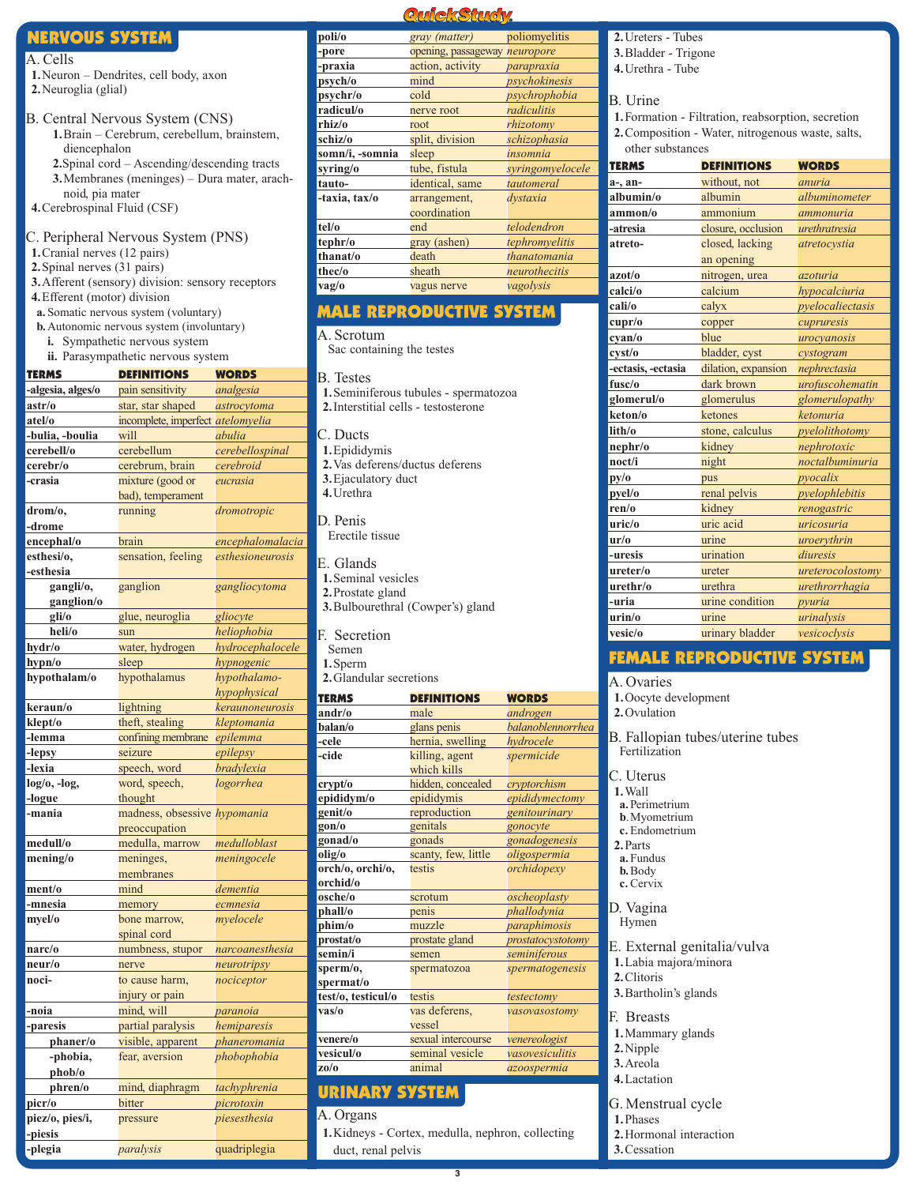## NERVOUS SYSTEM

A. Cells

1. Neuron – Dendrites, cell body, axon
2. Neuroglia (glial)

B. Central Nervous System (CNS)

1. Brain – Cerebrum, cerebellum, brainstem, diencephalon
2. Spinal cord – Ascending/descending tracts
3. Membranes (meninges) – Dura mater, arachnoid, pia mater
4. Cerebrospinal Fluid (CSF)

C. Peripheral Nervous System (PNS)

1. Cranial nerves (12 pairs)
2. Spinal nerves (31 pairs)
3. Afferent (sensory) division: sensory receptors
4. Efferent (motor) division
   - a. Somatic nervous system (voluntary)
   - b. Autonomic nervous system (involuntary)
     - i. Sympathetic nervous system
     - ii. Parasympathetic nervous system

| TERMS | DEFINITIONS | WORDS |
|---|---|---|
| -algesia, alges/o | pain sensitivity | *analgesia* |
| astr/o | star, star shaped | *astrocytoma* |
| atel/o | incomplete, imperfect | *atelomyelia* |
| -bulia, -boulia | will | *abulia* |
| cerebell/o | cerebellum | *cerebellospinal* |
| cerebr/o | cerebrum, brain | *cerebroid* |
| -crasia | mixture (good or bad), temperament | *eucrasia* |
| drom/o, -drome | running | *dromotropic* |
| encephal/o | brain | *encephalomalacia* |
| esthesi/o, -esthesia | sensation, feeling | *esthesioneurosis* |
| gangli/o, ganglion/o | ganglion | *gangliocytoma* |
| gli/o | glue, neuroglia | *gliocyte* |
| heli/o | sun | *heliophobia* |
| hydr/o | water, hydrogen | *hydrocephalocele* |
| hypn/o | sleep | *hypnogenic* |
| hypothalam/o | hypothalamus | *hypothalamo-hypophysical* |
| keraun/o | lightning | *keraunoneurosis* |
| klept/o | theft, stealing | *kleptomania* |
| -lemma | confining membrane | *epilemma* |
| -lepsy | seizure | *epilepsy* |
| -lexia | speech, word | *bradylexia* |
| log/o, -log, -logue | word, speech, thought | *logorrhea* |
| -mania | madness, obsessive preoccupation | *hypomania* |
| medull/o | medulla, marrow | *medulloblast* |
| mening/o | meninges, membranes | *meningocele* |
| ment/o | mind | *dementia* |
| -mnesia | memory | *ecmnesia* |
| myel/o | bone marrow, spinal cord | *myelocele* |
| narc/o | numbness, stupor | *narcoanesthesia* |
| neur/o | nerve | *neurotripsy* |
| noci- | to cause harm, injury or pain | *nociceptor* |
| -noia | mind, will | *paranoia* |
| -paresis | partial paralysis | *hemiparesis* |
| phaner/o | visible, apparent | *phaneromania* |
| -phobia, phob/o | fear, aversion | *phobophobia* |
| phren/o | mind, diaphragm | *tachyphrenia* |
| picr/o | bitter | *picrotoxin* |
| piez/o, pies/i, -piesis | pressure | *piesesthesia* |
| -plegia | *paralysis* | quadriplegia |
| poli/o | *gray (matter)* | poliomyelitis |
| -pore | opening, passageway | *neuropore* |
| -praxia | action, activity | *parapraxia* |
| psych/o | mind | *psychokinesis* |
| psychr/o | cold | *psychrophobia* |
| radicul/o | nerve root | *radiculitis* |
| rhiz/o | root | *rhizotomy* |
| schiz/o | split, division | *schizophasia* |
| somn/i, -somnia | sleep | *insomnia* |
| syring/o | tube, fistula | *syringomyelocele* |
| tauto- | identical, same | *tautomeral* |
| -taxia, tax/o | arrangement, coordination | *dystaxia* |
| tel/o | end | *telodendron* |
| tephr/o | gray (ashen) | *tephromyelitis* |
| thanat/o | death | *thanatomania* |
| thec/o | sheath | *neurothecitis* |
| vag/o | vagus nerve | *vagolysis* |

## MALE REPRODUCTIVE SYSTEM

A. Scrotum

Sac containing the testes

B. Testes

1. Seminiferous tubules - spermatozoa
2. Interstitial cells - testosterone

C. Ducts

1. Epididymis
2. Vas deferens/ductus deferens
3. Ejaculatory duct
4. Urethra

D. Penis

Erectile tissue

E. Glands

1. Seminal vesicles
2. Prostate gland
3. Bulbourethral (Cowper's) gland

F. Secretion

Semen

1. Sperm
2. Glandular secretions

| TERMS | DEFINITIONS | WORDS |
|---|---|---|
| andr/o | male | *androgen* |
| balan/o | glans penis | *balanoblennorrhea* |
| -cele | hernia, swelling | *hydrocele* |
| -cide | killing, agent which kills | *spermicide* |
| crypt/o | hidden, concealed | *cryptorchism* |
| epididym/o | epididymis | *epididymectomy* |
| genit/o | reproduction | *genitourinary* |
| gon/o | genitals | *gonocyte* |
| gonad/o | gonads | *gonadogenesis* |
| olig/o | scanty, few, little | *oligospermia* |
| orch/o, orchi/o, orchid/o | testis | *orchidopexy* |
| osche/o | scrotum | *oscheoplasty* |
| phall/o | penis | *phallodynia* |
| phim/o | muzzle | *paraphimosis* |
| prostat/o | prostate gland | *prostatocystotomy* |
| semin/i | semen | *seminiferous* |
| sperm/o, spermat/o | spermatozoa | *spermatogenesis* |
| test/o, testicul/o | testis | *testectomy* |
| vas/o | vas deferens, vessel | *vasovasostomy* |
| venere/o | sexual intercourse | *venereologist* |
| vesicul/o | seminal vesicle | *vasovesiculitis* |
| zo/o | animal | *azoospermia* |

## URINARY SYSTEM

A. Organs

1. Kidneys - Cortex, medulla, nephron, collecting duct, renal pelvis
2. Ureters - Tubes
3. Bladder - Trigone
4. Urethra - Tube

B. Urine

1. Formation - Filtration, reabsorption, secretion
2. Composition - Water, nitrogenous waste, salts, other substances

| TERMS | DEFINITIONS | WORDS |
|---|---|---|
| a-, an- | without, not | *anuria* |
| albumin/o | albumin | *albuminometer* |
| ammon/o | ammonium | *ammonuria* |
| -atresia | closure, occlusion | *urethratresia* |
| atreto- | closed, lacking an opening | *atretocystia* |
| azot/o | nitrogen, urea | *azoturia* |
| calci/o | calcium | *hypocalciuria* |
| cali/o | calyx | *pyelocaliectasis* |
| cupr/o | copper | *cupruresis* |
| cyan/o | blue | *urocyanosis* |
| cyst/o | bladder, cyst | *cystogram* |
| -ectasis, -ectasia | dilation, expansion | *nephrectasia* |
| fusc/o | dark brown | *urofuscohematin* |
| glomerul/o | glomerulus | *glomerulopathy* |
| keton/o | ketones | *ketonuria* |
| lith/o | stone, calculus | *pyelolithotomy* |
| nephr/o | kidney | *nephrotoxic* |
| noct/i | night | *noctalbuminuria* |
| py/o | pus | *pyocalix* |
| pyel/o | renal pelvis | *pyelophlebitis* |
| ren/o | kidney | *renogastric* |
| uric/o | uric acid | *uricosuria* |
| ur/o | urine | *uroerythrin* |
| -uresis | urination | *diuresis* |
| ureter/o | ureter | *ureterocolostomy* |
| urethr/o | urethra | *urethrorrhagia* |
| -uria | urine condition | *pyuria* |
| urin/o | urine | *urinalysis* |
| vesic/o | urinary bladder | *vesicoclysis* |

## FEMALE REPRODUCTIVE SYSTEM

A. Ovaries

1. Oocyte development
2. Ovulation

B. Fallopian tubes/uterine tubes

Fertilization

C. Uterus

1. Wall
   - a. Perimetrium
   - b. Myometrium
   - c. Endometrium
2. Parts
   - a. Fundus
   - b. Body
   - c. Cervix

D. Vagina

Hymen

E. External genitalia/vulva

1. Labia majora/minora
2. Clitoris
3. Bartholin's glands

F. Breasts

1. Mammary glands
2. Nipple
3. Areola
4. Lactation

G. Menstrual cycle

1. Phases
2. Hormonal interaction
3. Cessation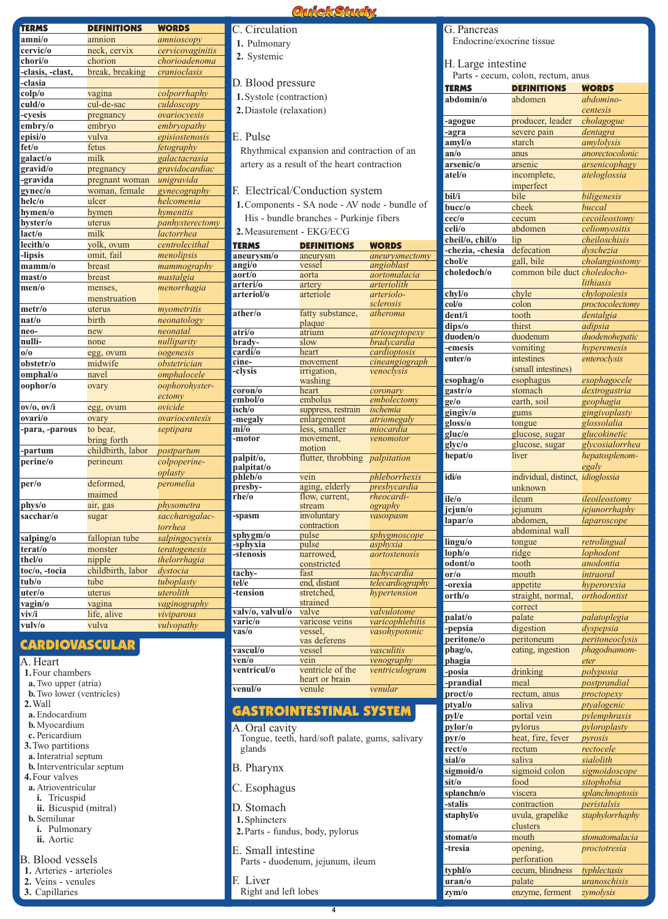| TERMS | DEFINITIONS | WORDS |
|---|---|---|
| amni/o | amnion | *amnioscopy* |
| cervic/o | neck, cervix | *cervicovaginitis* |
| chori/o | chorion | *chorioadenoma* |
| -clasis, -clast, -clasia | break, breaking | *cranioclasis* |
| colp/o | vagina | *colporrhaphy* |
| culd/o | cul-de-sac | *culdoscopy* |
| -cyesis | pregnancy | *ovariocyesis* |
| embry/o | embryo | *embryopathy* |
| episi/o | vulva | *episiostenosis* |
| fet/o | fetus | *fetography* |
| galact/o | milk | *galactacrasia* |
| gravid/o | pregnancy | *gravidocardiac* |
| -gravida | pregnant woman | *unigravida* |
| gynec/o | woman, female | *gynecography* |
| helc/o | ulcer | *helcomenia* |
| hymen/o | hymen | *hymenitis* |
| hyster/o | uterus | *panhysterectomy* |
| lact/o | milk | *lactorrhea* |
| lecith/o | yolk, ovum | *centrolecithal* |
| -lipsis | omit, fail | *menolipsis* |
| mamm/o | breast | *mammography* |
| mast/o | breast | *mastalgia* |
| men/o | menses, menstruation | *menorrhagia* |
| metr/o | uterus | *myometritis* |
| nat/o | birth | *neonatology* |
| neo- | new | *neonatal* |
| nulli- | none | *nulliparity* |
| o/o | egg, ovum | *oogenesis* |
| obstetr/o | midwife | *obstetrician* |
| omphal/o | navel | *omphalocele* |
| oophor/o | ovary | *oophorohysterectomy* |
| ov/o, ov/i | egg, ovum | *ovicide* |
| ovari/o | ovary | *ovariocentesis* |
| -para, -parous | to bear, bring forth | *septipara* |
| -partum | childbirth, labor | *postpartum* |
| perine/o | perineum | *colpoperineoplasty* |
| per/o | deformed, maimed | *peromelia* |
| phys/o | air, gas | *physometra* |
| sacchar/o | sugar | *saccharogalactorrhea* |
| salping/o | fallopian tube | *salpingocysis* |
| terat/o | monster | *teratogenesis* |
| thel/o | nipple | *thelorrhagia* |
| toc/o, -tocia | childbirth, labor | *dystocia* |
| tub/o | tube | *tuboplasty* |
| uter/o | uterus | *uterolith* |
| vagin/o | vagina | *vaginography* |
| viv/i | life, alive | *viviparous* |
| vulv/o | vulva | *vulvopathy* |

## CARDIOVASCULAR

A. Heart
1. Four chambers
   a. Two upper (atria)
   b. Two lower (ventricles)
2. Wall
   a. Endocardium
   b. Myocardium
   c. Pericardium
3. Two partitions
   a. Interatrial septum
   b. Interventricular septum
4. Four valves
   a. Atrioventricular
      i. Tricuspid
      ii. Bicuspid (mitral)
   b. Semilunar
      i. Pulmonary
      ii. Aortic

B. Blood vessels
1. Arteries - arterioles
2. Veins - venules
3. Capillaries

C. Circulation
1. Pulmonary
2. Systemic

D. Blood pressure
1. Systole (contraction)
2. Diastole (relaxation)

E. Pulse
Rhythmical expansion and contraction of an artery as a result of the heart contraction

F. Electrical/Conduction system
1. Components - SA node - AV node - bundle of His - bundle branches - Purkinje fibers
2. Measurement - EKG/ECG

| TERMS | DEFINITIONS | WORDS |
|---|---|---|
| aneurysm/o | aneurysm | *aneurysmectomy* |
| angi/o | vessel | *angioblast* |
| aort/o | aorta | *aortomalacia* |
| arteri/o | artery | *arteriolith* |
| arteriol/o | arteriole | *arteriolosclerosis* |
| ather/o | fatty substance, plaque | *atheroma* |
| atri/o | atrium | *atrioseptopexy* |
| brady- | slow | *bradycardia* |
| cardi/o | heart | *cardioptosis* |
| cine- | movement | *cineangiograph* |
| -clysis | irrigation, washing | *venoclysis* |
| coron/o | heart | *coronary* |
| embol/o | embolus | *embolectomy* |
| isch/o | suppress, restrain | *ischemia* |
| -megaly | enlargement | *atriomegaly* |
| mi/o | less, smaller | *miocardia* |
| -motor | movement, motion | *venomotor* |
| palpit/o, palpitat/o | flutter, throbbing | *palpitation* |
| phleb/o | vein | *phleborrhexis* |
| presby- | aging, elderly | *presbycardia* |
| rhe/o | flow, current, stream | *rheocardiography* |
| -spasm | involuntary contraction | *vasospasm* |
| sphygm/o | pulse | *sphygmoscope* |
| -sphyxia | pulse | *asphyxia* |
| -stenosis | narrowed, constricted | *aortostenosis* |
| tachy- | fast | *tachycardia* |
| tel/e | end, distant | *telecardiography* |
| -tension | stretched, strained | *hypertension* |
| valv/o, valvul/o | valve | *valvulotome* |
| varic/o | varicose veins | *varicophlebitis* |
| vas/o | vessel, vas deferens | *vasohypotonic* |
| vascul/o | vessel | *vasculitis* |
| ven/o | vein | *venography* |
| ventricul/o | ventricle of the heart or brain | *ventriculogram* |
| venul/o | venule | *venular* |

## GASTROINTESTINAL SYSTEM

A. Oral cavity
Tongue, teeth, hard/soft palate, gums, salivary glands

B. Pharynx

C. Esophagus

D. Stomach
1. Sphincters
2. Parts - fundus, body, pylorus

E. Small intestine
Parts - duodenum, jejunum, ileum

F. Liver
Right and left lobes

G. Pancreas
Endocrine/exocrine tissue

H. Large intestine
Parts - cecum, colon, rectum, anus

| TERMS | DEFINITIONS | WORDS |
|---|---|---|
| abdomin/o | abdomen | *abdominocentesis* |
| -agogue | producer, leader | *cholagogue* |
| -agra | severe pain | *dentagra* |
| amyl/o | starch | *amylolysis* |
| an/o | anus | *anorectocolonic* |
| arsenic/o | arsenic | *arsenicophagy* |
| atel/o | incomplete, imperfect | *ateloglossia* |
| bil/i | bile | *biligenesis* |
| bucc/o | cheek | *buccal* |
| cec/o | cecum | *cecoileostomy* |
| celi/o | abdomen | *celiomyositis* |
| cheil/o, chil/o | lip | *cheiloschisis* |
| -chezia, -chesia | defecation | *dyschezia* |
| chol/e | gall, bile | *cholangiostomy* |
| choledoch/o | common bile duct | *choledocholithiasis* |
| chyl/o | chyle | *chylopoiesis* |
| col/o | colon | *proctocolectomy* |
| dent/i | tooth | *dentalgia* |
| dips/o | thirst | *adipsia* |
| duoden/o | duodenum | *duodenohepatic* |
| -emesis | vomiting | *hyperemesis* |
| enter/o | intestines (small intestines) | *enteroclysis* |
| esophag/o | esophagus | *esophagocele* |
| gastr/o | stomach | *dextrogastria* |
| ge/o | earth, soil | *geophagia* |
| gingiv/o | gums | *gingivoplasty* |
| gloss/o | tongue | *glossolalia* |
| gluc/o | glucose, sugar | *glucokinetic* |
| glyc/o | glucose, sugar | *glycosialorrhea* |
| hepat/o | liver | *hepatosplenomegaly* |
| idi/o | individual, distinct, unknown | *idioglossia* |
| ile/o | ileum | *ileoileostomy* |
| jejun/o | jejunum | *jejunorrhaphy* |
| lapar/o | abdomen, abdominal wall | *laparoscope* |
| lingu/o | tongue | *retrolingual* |
| loph/o | ridge | *lophodont* |
| odont/o | tooth | *anodontia* |
| or/o | mouth | *intraoral* |
| -orexia | appetite | *hyperorexia* |
| orth/o | straight, normal, correct | *orthodontist* |
| palat/o | palate | *palatoplegia* |
| -pepsia | digestion | *dyspepsia* |
| peritone/o | peritoneum | *peritoneoclysis* |
| phag/o, phagia | eating, ingestion | *phagodnamometer* |
| -posia | drinking | *polyposia* |
| -prandial | meal | *postprandial* |
| proct/o | rectum, anus | *proctopexy* |
| ptyal/o | saliva | *ptyalogenic* |
| pyl/e | portal vein | *pylemphraxis* |
| pylor/o | pylorus | *pyloroplasty* |
| pyr/o | heat, fire, fever | *pyrosis* |
| rect/o | rectum | *rectocele* |
| sial/o | saliva | *sialolith* |
| sigmoid/o | sigmoid colon | *sigmoidoscope* |
| sit/o | food | *sitophobia* |
| splanchn/o | viscera | *splanchnoptosis* |
| -stalis | contraction | *peristalsis* |
| staphyl/o | uvula, grapelike clusters | *staphylorrhaphy* |
| stomat/o | mouth | *stomatomalacia* |
| -tresia | opening, perforation | *proctotresia* |
| typhl/o | cecum, blindness | *typhlectasis* |
| uran/o | palate | *uranoschisis* |
| zym/o | enzyme, ferment | *zymolysis* |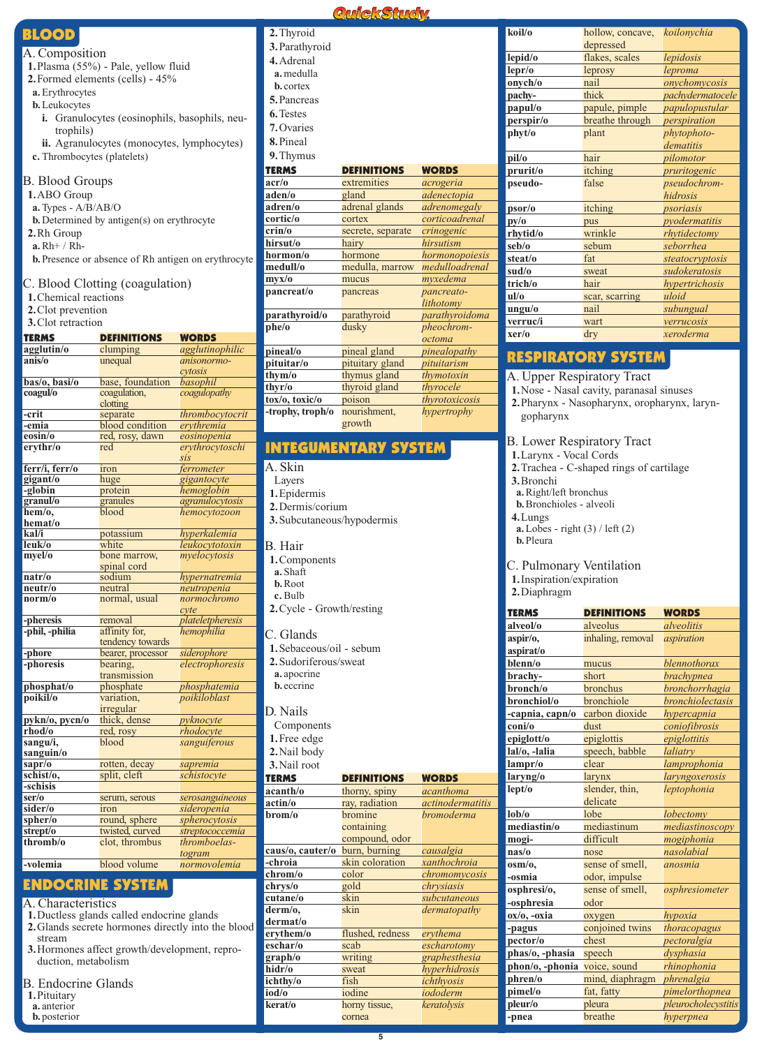## BLOOD

### A. Composition

1. Plasma (55%) - Pale, yellow fluid
2. Formed elements (cells) - 45%
   a. Erythrocytes
   b. Leukocytes
      i. Granulocytes (eosinophils, basophils, neutrophils)
      ii. Agranulocytes (monocytes, lymphocytes)
   c. Thrombocytes (platelets)

### B. Blood Groups

1. ABO Group
   a. Types - A/B/AB/O
   b. Determined by antigen(s) on erythrocyte
2. Rh Group
   a. Rh+ / Rh-
   b. Presence or absence of Rh antigen on erythrocyte

### C. Blood Clotting (coagulation)

1. Chemical reactions
2. Clot prevention
3. Clot retraction

| TERMS | DEFINITIONS | WORDS |
|---|---|---|
| **agglutin/o** | clumping | *agglutinophilic* |
| **anis/o** | unequal | *anisonormocytosis* |
| **bas/o, basi/o** | base, foundation | *basophil* |
| **coagul/o** | coagulation, clotting | *coagulopathy* |
| **-crit** | separate | *thrombocytocrit* |
| **-emia** | blood condition | *erythremia* |
| **eosin/o** | red, rosy, dawn | *eosinopenia* |
| **erythr/o** | red | *erythrocytoschisis* |
| **ferr/i, ferr/o** | iron | *ferrometer* |
| **gigant/o** | huge | *gigantocyte* |
| **-globin** | protein | *hemoglobin* |
| **granul/o** | granules | *agranulocytosis* |
| **hem/o, hemat/o** | blood | *hemocytozoon* |
| **kal/i** | potassium | *hyperkalemia* |
| **leuk/o** | white | *leukocytotoxin* |
| **myel/o** | bone marrow, spinal cord | *myelocytosis* |
| **natr/o** | sodium | *hypernatremia* |
| **neutr/o** | neutral | *neutropenia* |
| **norm/o** | normal, usual | *normochromocyte* |
| **-pheresis** | removal | *plateletpheresis* |
| **-phil, -philia** | affinity for, tendency towards | *hemophilia* |
| **-phore** | bearer, processor | *siderophore* |
| **-phoresis** | bearing, transmission | *electrophoresis* |
| **phosphat/o** | phosphate | *phosphatemia* |
| **poikil/o** | variation, irregular | *poikiloblast* |
| **pykn/o, pycn/o** | thick, dense | *pyknocyte* |
| **rhod/o** | red, rosy | *rhodocyte* |
| **sangu/i, sanguin/o** | blood | *sanguiferous* |
| **sapr/o** | rotten, decay | *sapremia* |
| **schist/o, -schisis** | split, cleft | *schistocyte* |
| **ser/o** | serum, serous | *serosanguineous* |
| **sider/o** | iron | *sideropenia* |
| **spher/o** | round, sphere | *spherocytosis* |
| **strept/o** | twisted, curved | *streptococcemia* |
| **thromb/o** | clot, thrombus | *thromboelastogram* |
| **-volemia** | blood volume | *normovolemia* |

## ENDOCRINE SYSTEM

### A. Characteristics

1. Ductless glands called endocrine glands
2. Glands secrete hormones directly into the blood stream
3. Hormones affect growth/development, reproduction, metabolism

### B. Endocrine Glands

1. Pituitary
   a. anterior
   b. posterior
2. Thyroid
3. Parathyroid
4. Adrenal
   a. medulla
   b. cortex
5. Pancreas
6. Testes
7. Ovaries
8. Pineal
9. Thymus

| TERMS | DEFINITIONS | WORDS |
|---|---|---|
| **acr/o** | extremities | *acrogeria* |
| **aden/o** | gland | *adenectopia* |
| **adren/o** | adrenal glands | *adrenomegaly* |
| **cortic/o** | cortex | *corticoadrenal* |
| **crin/o** | secrete, separate | *crinogenic* |
| **hirsut/o** | hairy | *hirsutism* |
| **hormon/o** | hormone | *hormonopoiesis* |
| **medull/o** | medulla, marrow | *medulloadrenal* |
| **myx/o** | mucus | *myxedema* |
| **pancreat/o** | pancreas | *pancreatolithotomy* |
| **parathyroid/o** | parathyroid | *parathyroidoma* |
| **phe/o** | dusky | *pheochromocytoma* |
| **pineal/o** | pineal gland | *pinealopathy* |
| **pituitar/o** | pituitary gland | *pituitarism* |
| **thym/o** | thymus gland | *thymotoxin* |
| **thyr/o** | thyroid gland | *thyrocele* |
| **tox/o, toxic/o** | poison | *thyrotoxicosis* |
| **-trophy, troph/o** | nourishment, growth | *hypertrophy* |

## INTEGUMENTARY SYSTEM

### A. Skin

Layers

1. Epidermis
2. Dermis/corium
3. Subcutaneous/hypodermis

### B. Hair

1. Components
   a. Shaft
   b. Root
   c. Bulb
2. Cycle - Growth/resting

### C. Glands

1. Sebaceous/oil - sebum
2. Sudoriferous/sweat
   a. apocrine
   b. eccrine

### D. Nails

Components

1. Free edge
2. Nail body
3. Nail root

| TERMS | DEFINITIONS | WORDS |
|---|---|---|
| **acanth/o** | thorny, spiny | *acanthoma* |
| **actin/o** | ray, radiation | *actinodermatitis* |
| **brom/o** | bromine containing compound, odor | *bromoderma* |
| **caus/o, cauter/o** | burn, burning | *causalgia* |
| **-chroia** | skin coloration | *xanthochroia* |
| **chrom/o** | color | *chromomycosis* |
| **chrys/o** | gold | *chrysiasis* |
| **cutane/o** | skin | *subcutaneous* |
| **derm/o, dermat/o** | skin | *dermatopathy* |
| **erythem/o** | flushed, redness | *erythema* |
| **eschar/o** | scab | *escharotomy* |
| **graph/o** | writing | *graphesthesia* |
| **hidr/o** | sweat | *hyperhidrosis* |
| **ichthy/o** | fish | *ichthyosis* |
| **iod/o** | iodine | *iododerm* |
| **kerat/o** | horny tissue, cornea | *keratolysis* |
| **koil/o** | hollow, concave, depressed | *koilonychia* |
| **lepid/o** | flakes, scales | *lepidosis* |
| **lepr/o** | leprosy | *leproma* |
| **onych/o** | nail | *onychomycosis* |
| **pachy-** | thick | *pachydermatocele* |
| **papul/o** | papule, pimple | *papulopustular* |
| **perspir/o** | breathe through | *perspiration* |
| **phyt/o** | plant | *phytophotodematitis* |
| **pil/o** | hair | *pilomotor* |
| **prurit/o** | itching | *pruritogenic* |
| **pseudo-** | false | *pseudochromhidrosis* |
| **psor/o** | itching | *psoriasis* |
| **py/o** | pus | *pyodermatitis* |
| **rhytid/o** | wrinkle | *rhytidectomy* |
| **seb/o** | sebum | *seborrhea* |
| **steat/o** | fat | *steatocryptosis* |
| **sud/o** | sweat | *sudokeratosis* |
| **trich/o** | hair | *hypertrichosis* |
| **ul/o** | scar, scarring | *uloid* |
| **ungu/o** | nail | *subungual* |
| **verruc/i** | wart | *verrucosis* |
| **xer/o** | dry | *xeroderma* |

## RESPIRATORY SYSTEM

### A. Upper Respiratory Tract

1. Nose - Nasal cavity, paranasal sinuses
2. Pharynx - Nasopharynx, oropharynx, laryngopharynx

### B. Lower Respiratory Tract

1. Larynx - Vocal Cords
2. Trachea - C-shaped rings of cartilage
3. Bronchi
   a. Right/left bronchus
   b. Bronchioles - alveoli
4. Lungs
   a. Lobes - right (3) / left (2)
   b. Pleura

### C. Pulmonary Ventilation

1. Inspiration/expiration
2. Diaphragm

| TERMS | DEFINITIONS | WORDS |
|---|---|---|
| **alveol/o** | alveolus | *alveolitis* |
| **aspir/o, aspirat/o** | inhaling, removal | *aspiration* |
| **blenn/o** | mucus | *blennothorax* |
| **brachy-** | short | *brachypnea* |
| **bronch/o** | bronchus | *bronchorrhagia* |
| **bronchiol/o** | bronchiole | *bronchiolectasis* |
| **-capnia, capn/o** | carbon dioxide | *hypercapnia* |
| **coni/o** | dust | *coniofibrosis* |
| **epiglott/o** | epiglottis | *epiglottitis* |
| **lal/o, -lalia** | speech, babble | *laliatry* |
| **lampr/o** | clear | *lamprophonia* |
| **laryng/o** | larynx | *laryngoxerosis* |
| **lept/o** | slender, thin, delicate | *leptophonia* |
| **lob/o** | lobe | *lobectomy* |
| **mediastin/o** | mediastinum | *mediastinoscopy* |
| **mogi-** | difficult | *mogiphonia* |
| **nas/o** | nose | *nasolabial* |
| **osm/o, -osmia** | sense of smell, odor, impulse | *anosmia* |
| **osphresi/o, -osphresia** | sense of smell, odor | *osphresiometer* |
| **ox/o, -oxia** | oxygen | *hypoxia* |
| **-pagus** | conjoined twins | *thoracopagus* |
| **pector/o** | chest | *pectoralgia* |
| **phas/o, -phasia** | speech | *dysphasia* |
| **phon/o, -phonia** | voice, sound | *rhinophonia* |
| **phren/o** | mind, diaphragm | *phrenalgia* |
| **pimel/o** | fat, fatty | *pimelorthopnea* |
| **pleur/o** | pleura | *pleurocholecystitis* |
| **-pnea** | breathe | *hyperpnea* |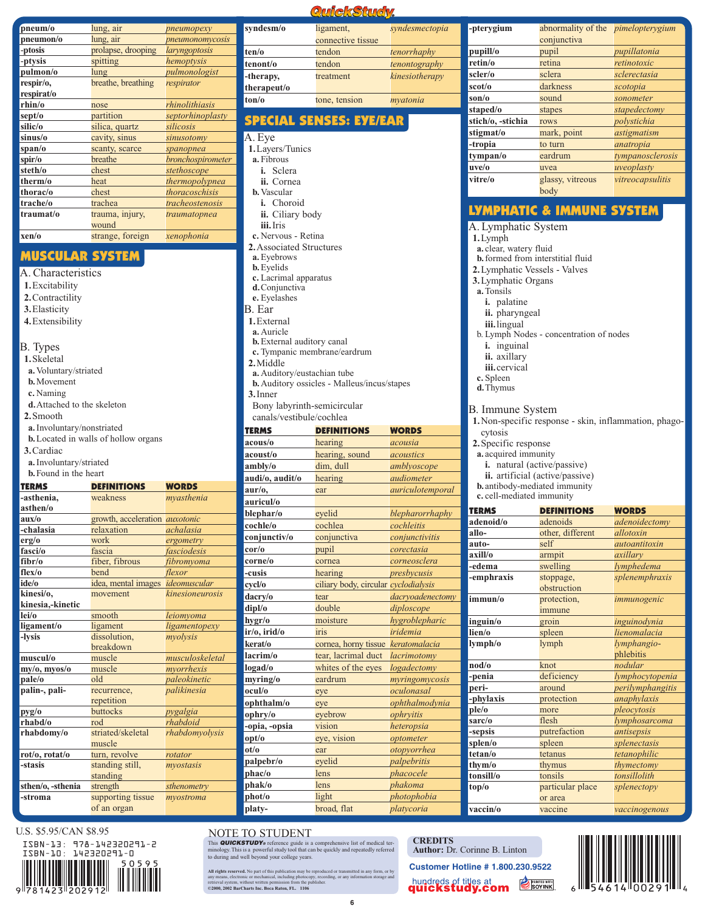| | | |
|---|---|---|
| **pneum/o** | lung, air | *pneumopexy* |
| **pneumon/o** | lung, air | *pneumonomycosis* |
| **-ptosis** | prolapse, drooping | *laryngoptosis* |
| **-ptysis** | spitting | *hemoptysis* |
| **pulmon/o** | lung | *pulmonologist* |
| **respir/o, respirat/o** | breathe, breathing | *respirator* |
| **rhin/o** | nose | *rhinolithiasis* |
| **sept/o** | partition | *septorhinoplasty* |
| **silic/o** | silica, quartz | *silicosis* |
| **sinus/o** | cavity, sinus | *sinusotomy* |
| **span/o** | scanty, scarce | *spanopnea* |
| **spir/o** | breathe | *bronchospirometer* |
| **steth/o** | chest | *stethoscope* |
| **therm/o** | heat | *thermopolypnea* |
| **thorac/o** | chest | *thoracoschisis* |
| **trache/o** | trachea | *tracheostenosis* |
| **traumat/o** | trauma, injury, wound | *traumatopnea* |
| **xen/o** | strange, foreign | *xenophonia* |

## MUSCULAR SYSTEM

A. Characteristics
1. Excitability
2. Contractility
3. Elasticity
4. Extensibility

B. Types
1. Skeletal
   a. Voluntary/striated
   b. Movement
   c. Naming
   d. Attached to the skeleton
2. Smooth
   a. Involuntary/nonstriated
   b. Located in walls of hollow organs
3. Cardiac
   a. Involuntary/striated
   b. Found in the heart

| TERMS | DEFINITIONS | WORDS |
|---|---|---|
| **-asthenia, asthen/o** | weakness | *myasthenia* |
| **aux/o** | growth, acceleration | *auxotonic* |
| **-chalasia** | relaxation | *achalasia* |
| **erg/o** | work | *ergometry* |
| **fasci/o** | fascia | *fasciodesis* |
| **fibr/o** | fiber, fibrous | *fibromyoma* |
| **flex/o** | bend | *flexor* |
| **ide/o** | idea, mental images | *ideomuscular* |
| **kinesi/o, kinesia,-kinetic** | movement | *kinesioneurosis* |
| **lei/o** | smooth | *leiomyoma* |
| **ligament/o** | ligament | *ligamentopexy* |
| **-lysis** | dissolution, breakdown | *myolysis* |
| **muscul/o** | muscle | *musculoskeletal* |
| **my/o, myos/o** | muscle | *myorrhexis* |
| **pale/o** | old | *paleokinetic* |
| **palin-, pali-** | recurrence, repetition | *palikinesia* |
| **pyg/o** | buttocks | *pygalgia* |
| **rhabd/o** | rod | *rhabdoid* |
| **rhabdomy/o** | striated/skeletal muscle | *rhabdomyolysis* |
| **rot/o, rotat/o** | turn, revolve | *rotator* |
| **-stasis** | standing still, standing | *myostasis* |
| **sthen/o, -sthenia** | strength | *sthenometry* |
| **-stroma** | supporting tissue of an organ | *myostroma* |
| **syndesm/o** | ligament, connective tissue | *syndesmectopia* |
| **ten/o** | tendon | *tenorrhaphy* |
| **tenont/o** | tendon | *tenontography* |
| **-therapy, therapeut/o** | treatment | *kinesiotherapy* |
| **ton/o** | tone, tension | *myatonia* |

## SPECIAL SENSES: EYE/EAR

A. Eye
1. Layers/Tunics
   a. Fibrous
      i. Sclera
      ii. Cornea
   b. Vascular
      i. Choroid
      ii. Ciliary body
      iii. Iris
   c. Nervous - Retina
2. Associated Structures
   a. Eyebrows
   b. Eyelids
   c. Lacrimal apparatus
   d. Conjunctiva
   e. Eyelashes

B. Ear
1. External
   a. Auricle
   b. External auditory canal
   c. Tympanic membrane/eardrum
2. Middle
   a. Auditory/eustachian tube
   b. Auditory ossicles - Malleus/incus/stapes
3. Inner
   Bony labyrinth-semicircular canals/vestibule/cochlea

| TERMS | DEFINITIONS | WORDS |
|---|---|---|
| **acous/o** | hearing | *acousia* |
| **acoust/o** | hearing, sound | *acoustics* |
| **ambly/o** | dim, dull | *amblyoscope* |
| **audi/o, audit/o** | hearing | *audiometer* |
| **aur/o, auricul/o** | ear | *auriculotemporal* |
| **blephar/o** | eyelid | *blepharorrhaphy* |
| **cochle/o** | cochlea | *cochleitis* |
| **conjunctiv/o** | conjunctiva | *conjunctivitis* |
| **cor/o** | pupil | *corectasia* |
| **corne/o** | cornea | *corneosclera* |
| **-cusis** | hearing | *presbycusis* |
| **cycl/o** | ciliary body, circular | *cyclodialysis* |
| **dacry/o** | tear | *dacryoadenectomy* |
| **dipl/o** | double | *diploscope* |
| **hygr/o** | moisture | *hygroblepharic* |
| **ir/o, irid/o** | iris | *iridemia* |
| **kerat/o** | cornea, horny tissue | *keratomalacia* |
| **lacrim/o** | tear, lacrimal duct | *lacrimotomy* |
| **logad/o** | whites of the eyes | *logadectomy* |
| **myring/o** | eardrum | *myringomycosis* |
| **ocul/o** | eye | *oculonasal* |
| **ophthalm/o** | eye | *ophthalmodynia* |
| **ophry/o** | eyebrow | *ophryitis* |
| **-opia, -opsia** | vision | *heteropsia* |
| **opt/o** | eye, vision | *optometer* |
| **ot/o** | ear | *otopyorrhea* |
| **palpebr/o** | eyelid | *palpebritis* |
| **phac/o** | lens | *phacocele* |
| **phak/o** | lens | *phakoma* |
| **phot/o** | light | *photophobia* |
| **platy-** | broad, flat | *platycoria* |
| **-pterygium** | abnormality of the conjunctiva | *pimelopterygium* |
| **pupill/o** | pupil | *pupillatonia* |
| **retin/o** | retina | *retinotoxic* |
| **scler/o** | sclera | *sclerectasia* |
| **scot/o** | darkness | *scotopia* |
| **son/o** | sound | *sonometer* |
| **staped/o** | stapes | *stapedectomy* |
| **stich/o, -stichia** | rows | *polystichia* |
| **stigmat/o** | mark, point | *astigmatism* |
| **-tropia** | to turn | *anatropia* |
| **tympan/o** | eardrum | *tympanosclerosis* |
| **uve/o** | uvea | *uveoplasty* |
| **vitre/o** | glassy, vitreous body | *vitreocapsulitis* |

## LYMPHATIC & IMMUNE SYSTEM

A. Lymphatic System
1. Lymph
   a. clear, watery fluid
   b. formed from interstitial fluid
2. Lymphatic Vessels - Valves
3. Lymphatic Organs
   a. Tonsils
      i. palatine
      ii. pharyngeal
      iii. lingual
   b. Lymph Nodes - concentration of nodes
      i. inguinal
      ii. axillary
      iii. cervical
   c. Spleen
   d. Thymus

B. Immune System
1. Non-specific response - skin, inflammation, phagocytosis
2. Specific response
   a. acquired immunity
      i. natural (active/passive)
      ii. artificial (active/passive)
   b. antibody-mediated immunity
   c. cell-mediated immunity

| TERMS | DEFINITIONS | WORDS |
|---|---|---|
| **adenoid/o** | adenoids | *adenoidectomy* |
| **allo-** | other, different | *allotoxin* |
| **auto-** | self | *autoantitoxin* |
| **axill/o** | armpit | *axillary* |
| **-edema** | swelling | *lymphedema* |
| **-emphraxis** | stoppage, obstruction | *splenemphraxis* |
| **immun/o** | protection, immune | *immunogenic* |
| **inguin/o** | groin | *inguinodynia* |
| **lien/o** | spleen | *lienomalacia* |
| **lymph/o** | lymph | *lymphangiophlebitis* |
| **nod/o** | knot | *nodular* |
| **-penia** | deficiency | *lymphocytopenia* |
| **peri-** | around | *perilymphangitis* |
| **-phylaxis** | protection | *anaphylaxis* |
| **ple/o** | more | *pleocytosis* |
| **sarc/o** | flesh | *lymphosarcoma* |
| **-sepsis** | putrefaction | *antisepsis* |
| **splen/o** | spleen | *splenectasis* |
| **tetan/o** | tetanus | *tetanophilic* |
| **thym/o** | thymus | *thymectomy* |
| **tonsill/o** | tonsils | *tonsillolith* |
| **top/o** | particular place or area | *splenectopy* |
| **vaccin/o** | vaccine | *vaccinogenous* |

U.S. $5.95/CAN $8.95
ISBN-13: 978-142320291-2
ISBN-10: 142320291-0

### NOTE TO STUDENT

This ***QUICKSTUDY***® reference guide is a comprehensive list of medical terminology. This is a powerful study tool that can be quickly and repeatedly referred to during and well beyond your college years.

**All rights reserved.** No part of this publication may be reproduced or transmitted in any form, or by any means, electronic or mechanical, including photocopy, recording, or any information storage and retrieval system, without written permission from the publisher.
**©2000, 2002 BarCharts Inc. Boca Raton, FL. 1106**

**CREDITS**
**Author:** Dr. Corinne B. Linton

**Customer Hotline # 1.800.230.9522**

hundreds of titles at **quickstudy.com**